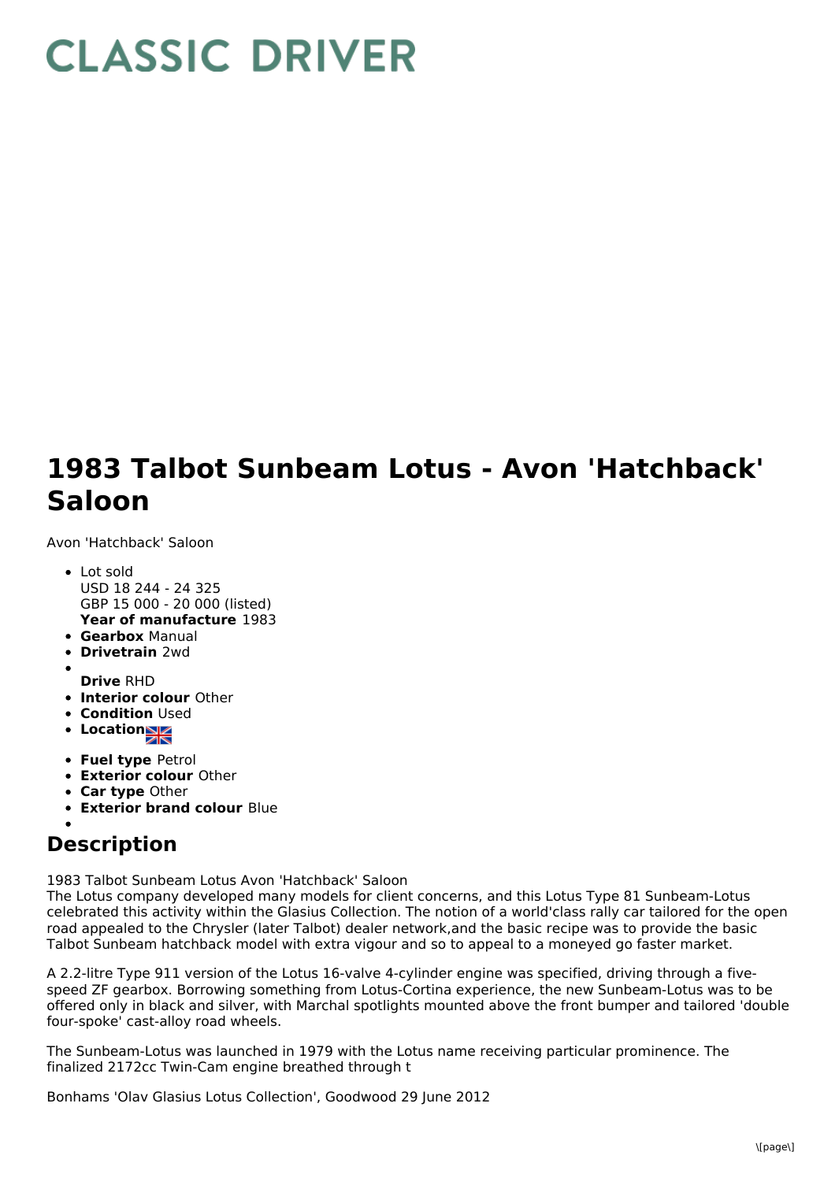# CLASSIC DRIVER

# 1983 Talbot Sunbeam Lotus - Avon 'Hatchback' Saloon

Avon 'Hatchback' Saloon

- Lot sold
  USD 18 244 - 24 325
  GBP 15 000 - 20 000 (listed)
  **Year of manufacture** 1983
- **Gearbox** Manual
- **Drivetrain** 2wd
- 
  **Drive** RHD
- **Interior colour** Other
- **Condition** Used
- **Location**
- **Fuel type** Petrol
- **Exterior colour** Other
- **Car type** Other
- **Exterior brand colour** Blue
- 

## Description

1983 Talbot Sunbeam Lotus Avon 'Hatchback' Saloon
The Lotus company developed many models for client concerns, and this Lotus Type 81 Sunbeam-Lotus celebrated this activity within the Glasius Collection. The notion of a world'class rally car tailored for the open road appealed to the Chrysler (later Talbot) dealer network,and the basic recipe was to provide the basic Talbot Sunbeam hatchback model with extra vigour and so to appeal to a moneyed go faster market.

A 2.2-litre Type 911 version of the Lotus 16-valve 4-cylinder engine was specified, driving through a five-speed ZF gearbox. Borrowing something from Lotus-Cortina experience, the new Sunbeam-Lotus was to be offered only in black and silver, with Marchal spotlights mounted above the front bumper and tailored 'double four-spoke' cast-alloy road wheels.

The Sunbeam-Lotus was launched in 1979 with the Lotus name receiving particular prominence. The finalized 2172cc Twin-Cam engine breathed through t

Bonhams 'Olav Glasius Lotus Collection', Goodwood 29 June 2012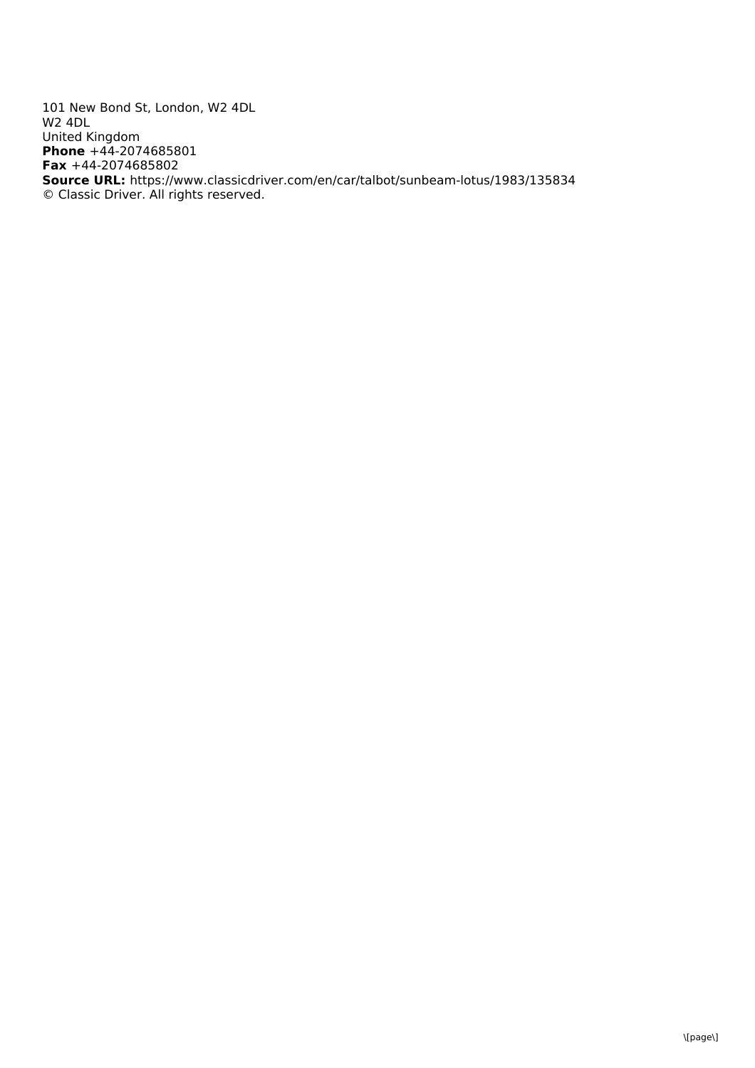101 New Bond St, London, W2 4DL
W2 4DL
United Kingdom
**Phone** +44-2074685801
**Fax** +44-2074685802
**Source URL:** https://www.classicdriver.com/en/car/talbot/sunbeam-lotus/1983/135834
© Classic Driver. All rights reserved.